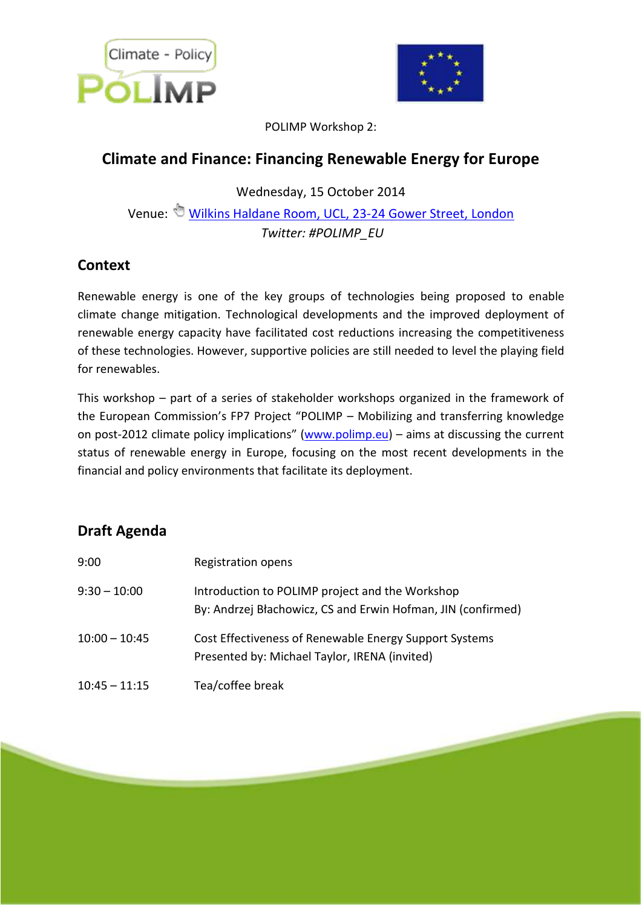POLIMP Workshop 2:

# Climate and Finance: Financing Renewable Energy for Europe

Wednesday, 15 October 2014

Venue: [Wilkins Haldane Room, UCL, 23-24 Gower Street, London](#)

*Twitter: #POLIMP_EU*

## Context

Renewable energy is one of the key groups of technologies being proposed to enable climate change mitigation. Technological developments and the improved deployment of renewable energy capacity have facilitated cost reductions increasing the competitiveness of these technologies. However, supportive policies are still needed to level the playing field for renewables.

This workshop – part of a series of stakeholder workshops organized in the framework of the European Commission's FP7 Project "POLIMP – Mobilizing and transferring knowledge on post-2012 climate policy implications" (www.polimp.eu) – aims at discussing the current status of renewable energy in Europe, focusing on the most recent developments in the financial and policy environments that facilitate its deployment.

## Draft Agenda

| | |
|---|---|
| 9:00 | Registration opens |
| 9:30 – 10:00 | Introduction to POLIMP project and the Workshop<br>By: Andrzej Błachowicz, CS and Erwin Hofman, JIN (confirmed) |
| 10:00 – 10:45 | Cost Effectiveness of Renewable Energy Support Systems<br>Presented by: Michael Taylor, IRENA (invited) |
| 10:45 – 11:15 | Tea/coffee break |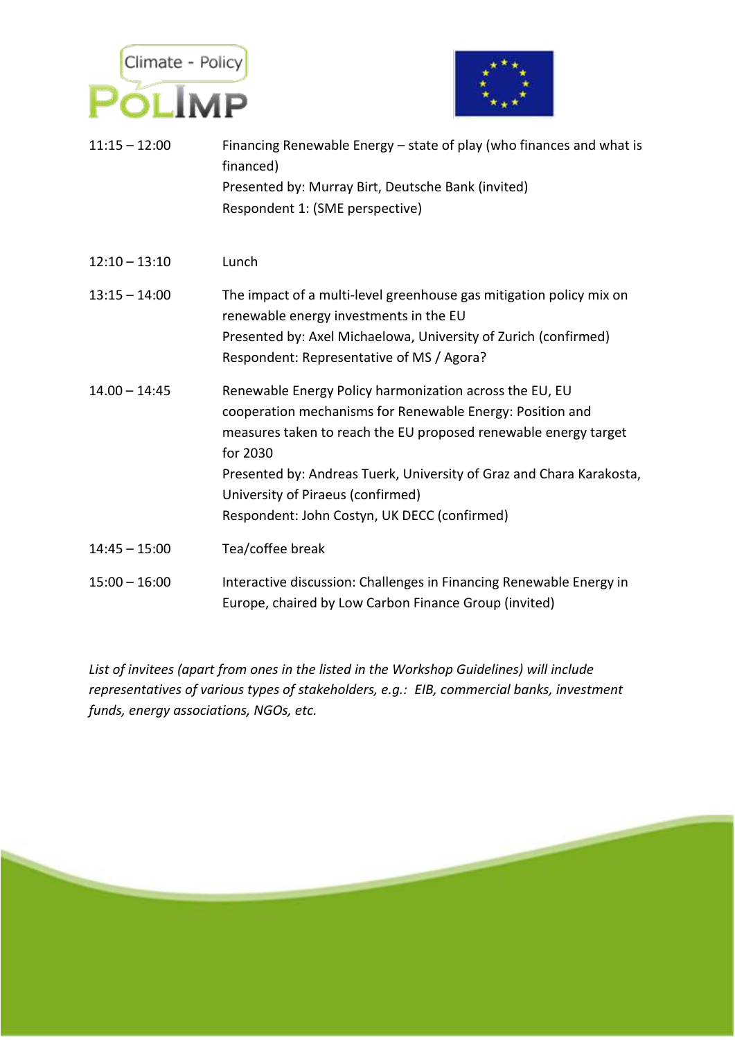| | |
|---|---|
| 11:15 – 12:00 | Financing Renewable Energy – state of play (who finances and what is financed)<br>Presented by: Murray Birt, Deutsche Bank (invited)<br>Respondent 1: (SME perspective) |
| 12:10 – 13:10 | Lunch |
| 13:15 – 14:00 | The impact of a multi-level greenhouse gas mitigation policy mix on renewable energy investments in the EU<br>Presented by: Axel Michaelowa, University of Zurich (confirmed)<br>Respondent: Representative of MS / Agora? |
| 14.00 – 14:45 | Renewable Energy Policy harmonization across the EU, EU cooperation mechanisms for Renewable Energy: Position and measures taken to reach the EU proposed renewable energy target for 2030<br>Presented by: Andreas Tuerk, University of Graz and Chara Karakosta, University of Piraeus (confirmed)<br>Respondent: John Costyn, UK DECC (confirmed) |
| 14:45 – 15:00 | Tea/coffee break |
| 15:00 – 16:00 | Interactive discussion: Challenges in Financing Renewable Energy in Europe, chaired by Low Carbon Finance Group (invited) |

*List of invitees (apart from ones in the listed in the Workshop Guidelines) will include representatives of various types of stakeholders, e.g.: EIB, commercial banks, investment funds, energy associations, NGOs, etc.*